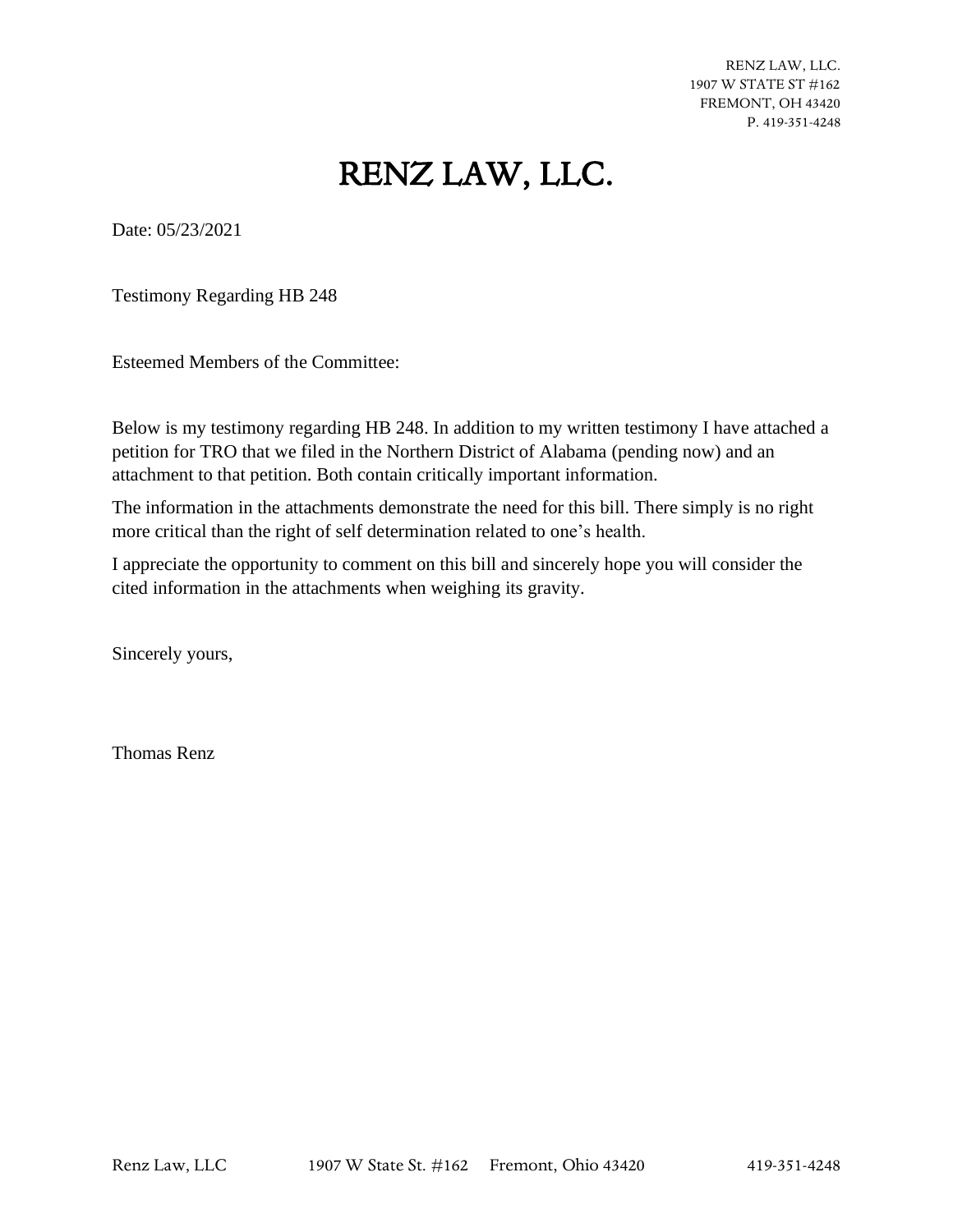RENZ LAW, LLC.
1907 W STATE ST #162
FREMONT, OH 43420
P. 419-351-4248

# RENZ LAW, LLC.

Date: 05/23/2021

Testimony Regarding HB 248

Esteemed Members of the Committee:

Below is my testimony regarding HB 248. In addition to my written testimony I have attached a petition for TRO that we filed in the Northern District of Alabama (pending now) and an attachment to that petition. Both contain critically important information.

The information in the attachments demonstrate the need for this bill. There simply is no right more critical than the right of self determination related to one's health.

I appreciate the opportunity to comment on this bill and sincerely hope you will consider the cited information in the attachments when weighing its gravity.

Sincerely yours,

Thomas Renz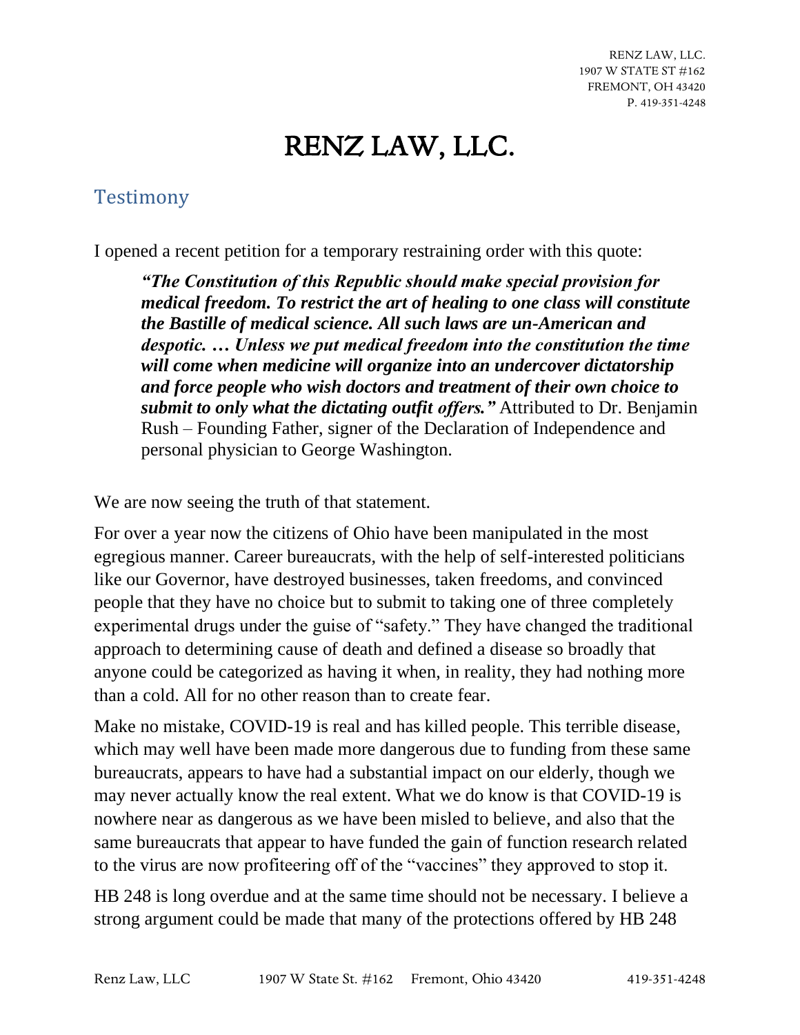# RENZ LAW, LLC.

RENZ LAW, LLC.
1907 W STATE ST #162
FREMONT, OH 43420
P. 419-351-4248

## Testimony

I opened a recent petition for a temporary restraining order with this quote:

> ***"The Constitution of this Republic should make special provision for medical freedom. To restrict the art of healing to one class will constitute the Bastille of medical science. All such laws are un-American and despotic. … Unless we put medical freedom into the constitution the time will come when medicine will organize into an undercover dictatorship and force people who wish doctors and treatment of their own choice to submit to only what the dictating outfit offers."*** Attributed to Dr. Benjamin Rush – Founding Father, signer of the Declaration of Independence and personal physician to George Washington.

We are now seeing the truth of that statement.

For over a year now the citizens of Ohio have been manipulated in the most egregious manner. Career bureaucrats, with the help of self-interested politicians like our Governor, have destroyed businesses, taken freedoms, and convinced people that they have no choice but to submit to taking one of three completely experimental drugs under the guise of "safety." They have changed the traditional approach to determining cause of death and defined a disease so broadly that anyone could be categorized as having it when, in reality, they had nothing more than a cold. All for no other reason than to create fear.

Make no mistake, COVID-19 is real and has killed people. This terrible disease, which may well have been made more dangerous due to funding from these same bureaucrats, appears to have had a substantial impact on our elderly, though we may never actually know the real extent. What we do know is that COVID-19 is nowhere near as dangerous as we have been misled to believe, and also that the same bureaucrats that appear to have funded the gain of function research related to the virus are now profiteering off of the "vaccines" they approved to stop it.

HB 248 is long overdue and at the same time should not be necessary. I believe a strong argument could be made that many of the protections offered by HB 248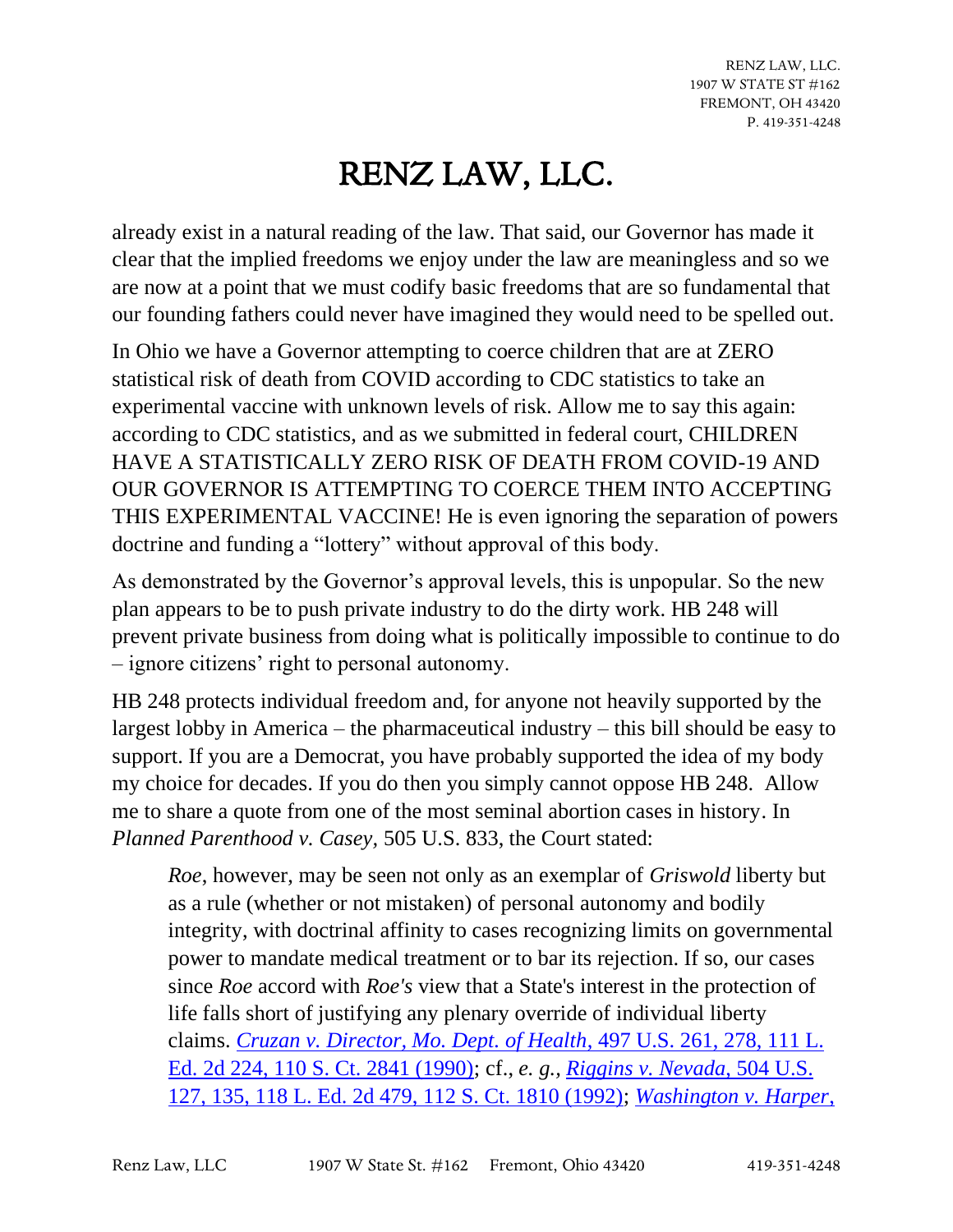already exist in a natural reading of the law. That said, our Governor has made it clear that the implied freedoms we enjoy under the law are meaningless and so we are now at a point that we must codify basic freedoms that are so fundamental that our founding fathers could never have imagined they would need to be spelled out.

In Ohio we have a Governor attempting to coerce children that are at ZERO statistical risk of death from COVID according to CDC statistics to take an experimental vaccine with unknown levels of risk. Allow me to say this again: according to CDC statistics, and as we submitted in federal court, CHILDREN HAVE A STATISTICALLY ZERO RISK OF DEATH FROM COVID-19 AND OUR GOVERNOR IS ATTEMPTING TO COERCE THEM INTO ACCEPTING THIS EXPERIMENTAL VACCINE! He is even ignoring the separation of powers doctrine and funding a "lottery" without approval of this body.

As demonstrated by the Governor's approval levels, this is unpopular. So the new plan appears to be to push private industry to do the dirty work. HB 248 will prevent private business from doing what is politically impossible to continue to do – ignore citizens' right to personal autonomy.

HB 248 protects individual freedom and, for anyone not heavily supported by the largest lobby in America – the pharmaceutical industry – this bill should be easy to support. If you are a Democrat, you have probably supported the idea of my body my choice for decades. If you do then you simply cannot oppose HB 248. Allow me to share a quote from one of the most seminal abortion cases in history. In *Planned Parenthood v. Casey*, 505 U.S. 833, the Court stated:

> *Roe*, however, may be seen not only as an exemplar of *Griswold* liberty but as a rule (whether or not mistaken) of personal autonomy and bodily integrity, with doctrinal affinity to cases recognizing limits on governmental power to mandate medical treatment or to bar its rejection. If so, our cases since *Roe* accord with *Roe's* view that a State's interest in the protection of life falls short of justifying any plenary override of individual liberty claims. *Cruzan v. Director, Mo. Dept. of Health*, 497 U.S. 261, 278, 111 L. Ed. 2d 224, 110 S. Ct. 2841 (1990); cf., *e. g., Riggins v. Nevada*, 504 U.S. 127, 135, 118 L. Ed. 2d 479, 112 S. Ct. 1810 (1992); *Washington v. Harper*,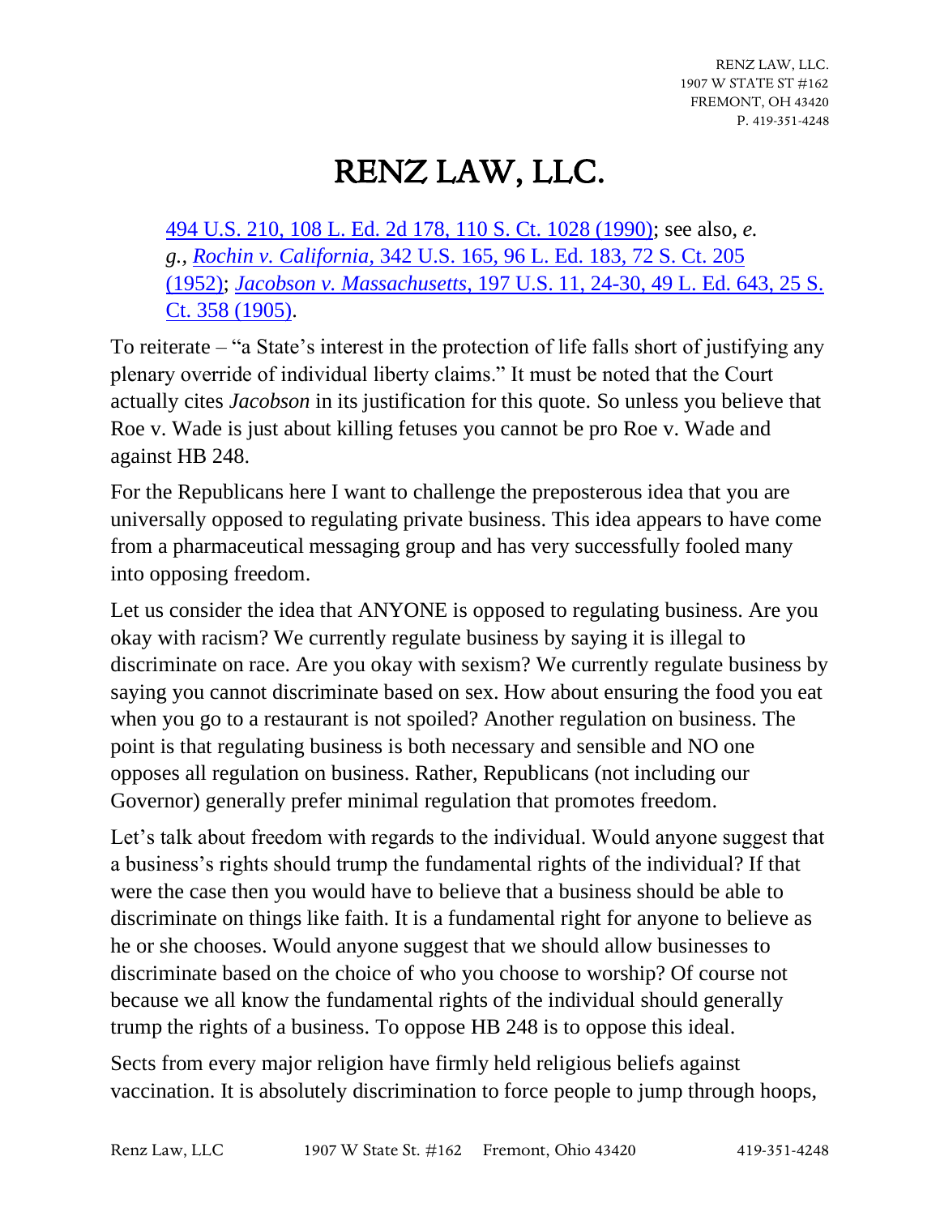# RENZ LAW, LLC.

494 U.S. 210, 108 L. Ed. 2d 178, 110 S. Ct. 1028 (1990); see also, *e. g.*, *Rochin v. California*, 342 U.S. 165, 96 L. Ed. 183, 72 S. Ct. 205 (1952); *Jacobson v. Massachusetts*, 197 U.S. 11, 24-30, 49 L. Ed. 643, 25 S. Ct. 358 (1905).

To reiterate – "a State's interest in the protection of life falls short of justifying any plenary override of individual liberty claims." It must be noted that the Court actually cites *Jacobson* in its justification for this quote. So unless you believe that Roe v. Wade is just about killing fetuses you cannot be pro Roe v. Wade and against HB 248.

For the Republicans here I want to challenge the preposterous idea that you are universally opposed to regulating private business. This idea appears to have come from a pharmaceutical messaging group and has very successfully fooled many into opposing freedom.

Let us consider the idea that ANYONE is opposed to regulating business. Are you okay with racism? We currently regulate business by saying it is illegal to discriminate on race. Are you okay with sexism? We currently regulate business by saying you cannot discriminate based on sex. How about ensuring the food you eat when you go to a restaurant is not spoiled? Another regulation on business. The point is that regulating business is both necessary and sensible and NO one opposes all regulation on business. Rather, Republicans (not including our Governor) generally prefer minimal regulation that promotes freedom.

Let's talk about freedom with regards to the individual. Would anyone suggest that a business's rights should trump the fundamental rights of the individual? If that were the case then you would have to believe that a business should be able to discriminate on things like faith. It is a fundamental right for anyone to believe as he or she chooses. Would anyone suggest that we should allow businesses to discriminate based on the choice of who you choose to worship? Of course not because we all know the fundamental rights of the individual should generally trump the rights of a business. To oppose HB 248 is to oppose this ideal.

Sects from every major religion have firmly held religious beliefs against vaccination. It is absolutely discrimination to force people to jump through hoops,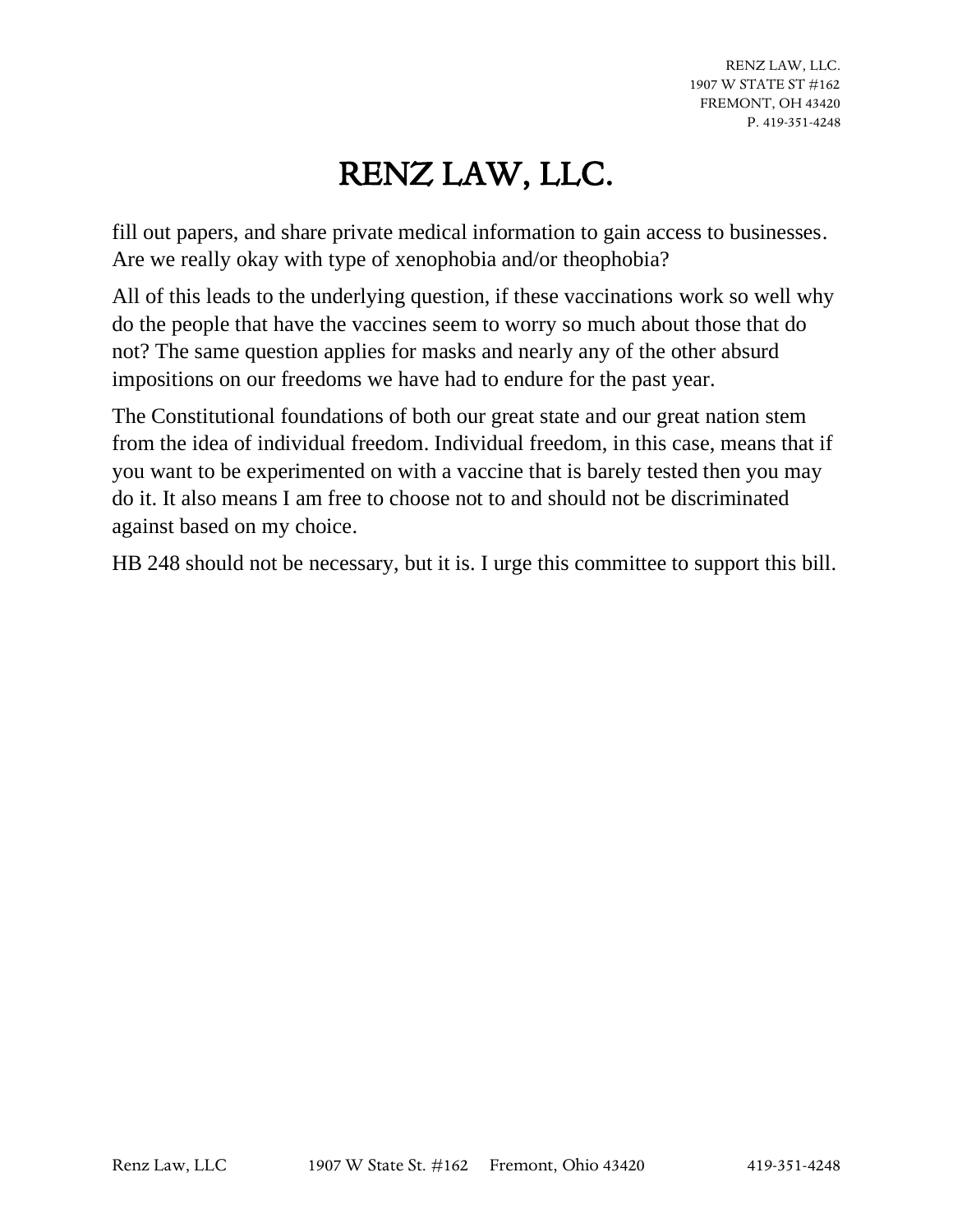fill out papers, and share private medical information to gain access to businesses. Are we really okay with type of xenophobia and/or theophobia?

All of this leads to the underlying question, if these vaccinations work so well why do the people that have the vaccines seem to worry so much about those that do not? The same question applies for masks and nearly any of the other absurd impositions on our freedoms we have had to endure for the past year.

The Constitutional foundations of both our great state and our great nation stem from the idea of individual freedom. Individual freedom, in this case, means that if you want to be experimented on with a vaccine that is barely tested then you may do it. It also means I am free to choose not to and should not be discriminated against based on my choice.

HB 248 should not be necessary, but it is. I urge this committee to support this bill.